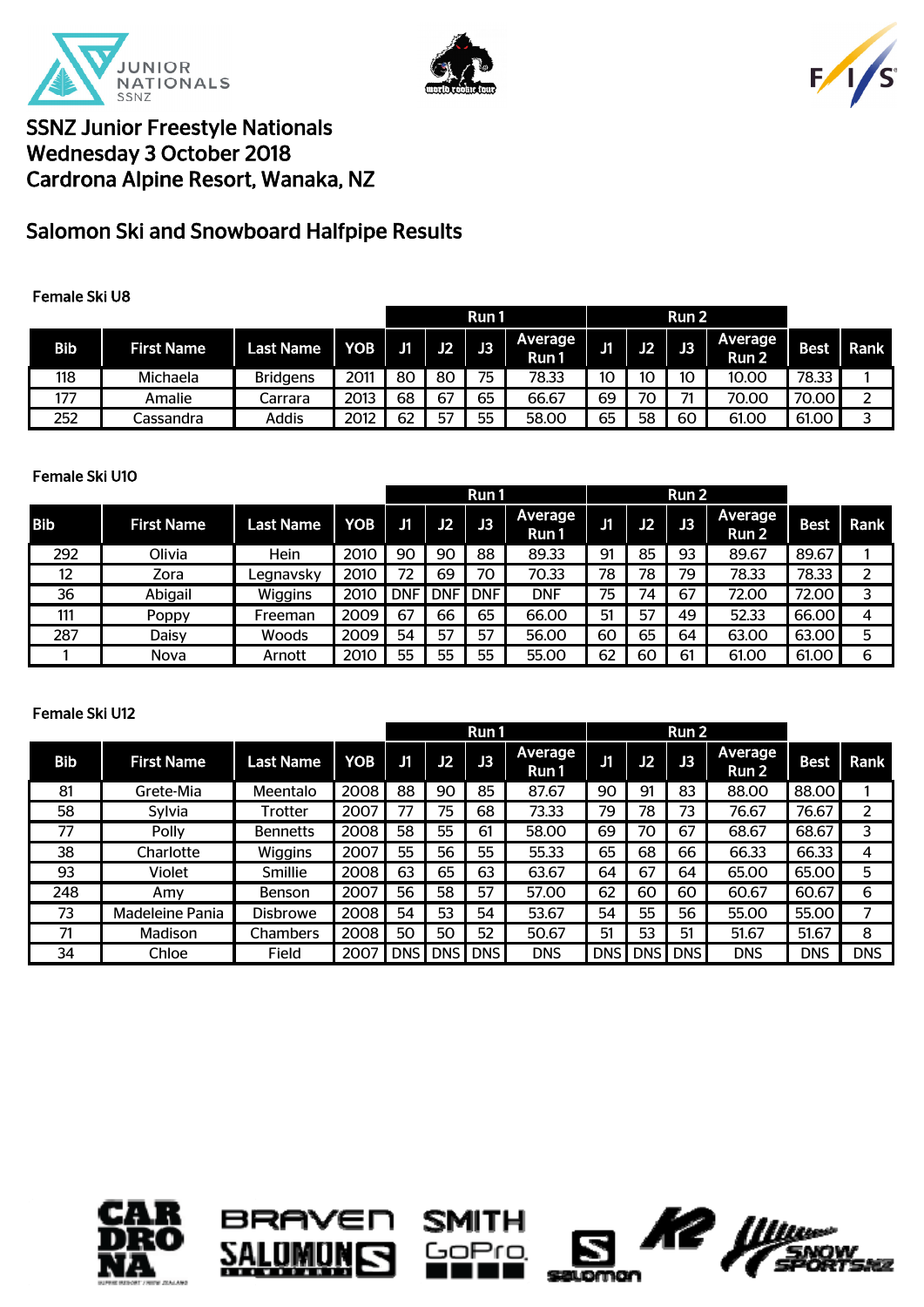# SSNZ Junior Freestyle Nationals
# Wednesday 3 October 2018
# Cardrona Alpine Resort, Wanaka, NZ

## Salomon Ski and Snowboard Halfpipe Results

### Female Ski U8

| | | | | Run 1 | | | | Run 2 | | | | | |
|---|---|---|---|---|---|---|---|---|---|---|---|---|---|
| Bib | First Name | Last Name | YOB | J1 | J2 | J3 | Average Run 1 | J1 | J2 | J3 | Average Run 2 | Best | Rank |
| 118 | Michaela | Bridgens | 2011 | 80 | 80 | 75 | 78.33 | 10 | 10 | 10 | 10.00 | 78.33 | 1 |
| 177 | Amalie | Carrara | 2013 | 68 | 67 | 65 | 66.67 | 69 | 70 | 71 | 70.00 | 70.00 | 2 |
| 252 | Cassandra | Addis | 2012 | 62 | 57 | 55 | 58.00 | 65 | 58 | 60 | 61.00 | 61.00 | 3 |

### Female Ski U10

| | | | | Run 1 | | | | Run 2 | | | | | |
|---|---|---|---|---|---|---|---|---|---|---|---|---|---|
| Bib | First Name | Last Name | YOB | J1 | J2 | J3 | Average Run 1 | J1 | J2 | J3 | Average Run 2 | Best | Rank |
| 292 | Olivia | Hein | 2010 | 90 | 90 | 88 | 89.33 | 91 | 85 | 93 | 89.67 | 89.67 | 1 |
| 12 | Zora | Legnavsky | 2010 | 72 | 69 | 70 | 70.33 | 78 | 78 | 79 | 78.33 | 78.33 | 2 |
| 36 | Abigail | Wiggins | 2010 | DNF | DNF | DNF | DNF | 75 | 74 | 67 | 72.00 | 72.00 | 3 |
| 111 | Poppy | Freeman | 2009 | 67 | 66 | 65 | 66.00 | 51 | 57 | 49 | 52.33 | 66.00 | 4 |
| 287 | Daisy | Woods | 2009 | 54 | 57 | 57 | 56.00 | 60 | 65 | 64 | 63.00 | 63.00 | 5 |
| 1 | Nova | Arnott | 2010 | 55 | 55 | 55 | 55.00 | 62 | 60 | 61 | 61.00 | 61.00 | 6 |

### Female Ski U12

| | | | | Run 1 | | | | Run 2 | | | | | |
|---|---|---|---|---|---|---|---|---|---|---|---|---|---|
| Bib | First Name | Last Name | YOB | J1 | J2 | J3 | Average Run 1 | J1 | J2 | J3 | Average Run 2 | Best | Rank |
| 81 | Grete-Mia | Meentalo | 2008 | 88 | 90 | 85 | 87.67 | 90 | 91 | 83 | 88.00 | 88.00 | 1 |
| 58 | Sylvia | Trotter | 2007 | 77 | 75 | 68 | 73.33 | 79 | 78 | 73 | 76.67 | 76.67 | 2 |
| 77 | Polly | Bennetts | 2008 | 58 | 55 | 61 | 58.00 | 69 | 70 | 67 | 68.67 | 68.67 | 3 |
| 38 | Charlotte | Wiggins | 2007 | 55 | 56 | 55 | 55.33 | 65 | 68 | 66 | 66.33 | 66.33 | 4 |
| 93 | Violet | Smillie | 2008 | 63 | 65 | 63 | 63.67 | 64 | 67 | 64 | 65.00 | 65.00 | 5 |
| 248 | Amy | Benson | 2007 | 56 | 58 | 57 | 57.00 | 62 | 60 | 60 | 60.67 | 60.67 | 6 |
| 73 | Madeleine Pania | Disbrowe | 2008 | 54 | 53 | 54 | 53.67 | 54 | 55 | 56 | 55.00 | 55.00 | 7 |
| 71 | Madison | Chambers | 2008 | 50 | 50 | 52 | 50.67 | 51 | 53 | 51 | 51.67 | 51.67 | 8 |
| 34 | Chloe | Field | 2007 | DNS | DNS | DNS | DNS | DNS | DNS | DNS | DNS | DNS | DNS |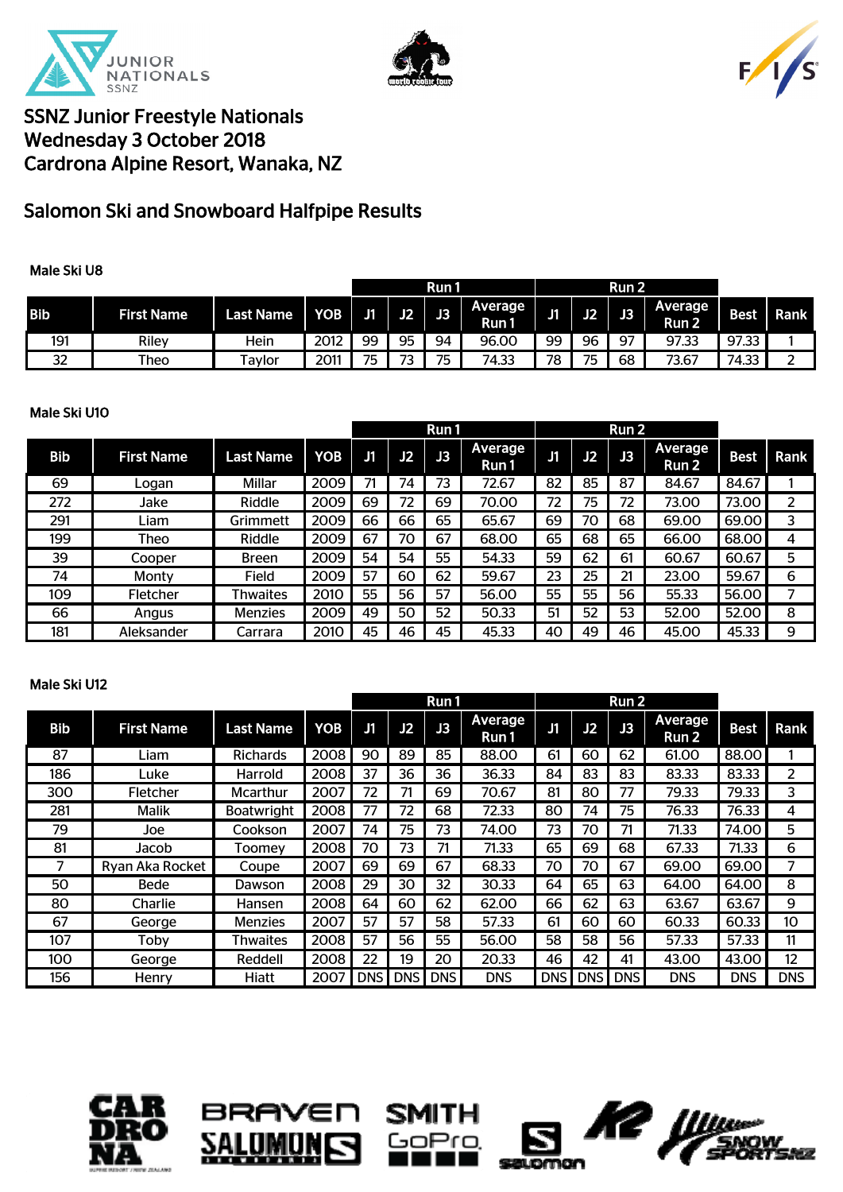SSNZ Junior Freestyle Nationals
Wednesday 3 October 2018
Cardrona Alpine Resort, Wanaka, NZ

## Salomon Ski and Snowboard Halfpipe Results

### Male Ski U8

| | | | | Run 1 | | | | Run 2 | | | | | |
|---|---|---|---|---|---|---|---|---|---|---|---|---|---|
| Bib | First Name | Last Name | YOB | J1 | J2 | J3 | Average Run 1 | J1 | J2 | J3 | Average Run 2 | Best | Rank |
| 191 | Riley | Hein | 2012 | 99 | 95 | 94 | 96.00 | 99 | 96 | 97 | 97.33 | 97.33 | 1 |
| 32 | Theo | Taylor | 2011 | 75 | 73 | 75 | 74.33 | 78 | 75 | 68 | 73.67 | 74.33 | 2 |

### Male Ski U10

| | | | | Run 1 | | | | Run 2 | | | | | |
|---|---|---|---|---|---|---|---|---|---|---|---|---|---|
| Bib | First Name | Last Name | YOB | J1 | J2 | J3 | Average Run 1 | J1 | J2 | J3 | Average Run 2 | Best | Rank |
| 69 | Logan | Millar | 2009 | 71 | 74 | 73 | 72.67 | 82 | 85 | 87 | 84.67 | 84.67 | 1 |
| 272 | Jake | Riddle | 2009 | 69 | 72 | 69 | 70.00 | 72 | 75 | 72 | 73.00 | 73.00 | 2 |
| 291 | Liam | Grimmett | 2009 | 66 | 66 | 65 | 65.67 | 69 | 70 | 68 | 69.00 | 69.00 | 3 |
| 199 | Theo | Riddle | 2009 | 67 | 70 | 67 | 68.00 | 65 | 68 | 65 | 66.00 | 68.00 | 4 |
| 39 | Cooper | Breen | 2009 | 54 | 54 | 55 | 54.33 | 59 | 62 | 61 | 60.67 | 60.67 | 5 |
| 74 | Monty | Field | 2009 | 57 | 60 | 62 | 59.67 | 23 | 25 | 21 | 23.00 | 59.67 | 6 |
| 109 | Fletcher | Thwaites | 2010 | 55 | 56 | 57 | 56.00 | 55 | 55 | 56 | 55.33 | 56.00 | 7 |
| 66 | Angus | Menzies | 2009 | 49 | 50 | 52 | 50.33 | 51 | 52 | 53 | 52.00 | 52.00 | 8 |
| 181 | Aleksander | Carrara | 2010 | 45 | 46 | 45 | 45.33 | 40 | 49 | 46 | 45.00 | 45.33 | 9 |

### Male Ski U12

| | | | | Run 1 | | | | Run 2 | | | | | |
|---|---|---|---|---|---|---|---|---|---|---|---|---|---|
| Bib | First Name | Last Name | YOB | J1 | J2 | J3 | Average Run 1 | J1 | J2 | J3 | Average Run 2 | Best | Rank |
| 87 | Liam | Richards | 2008 | 90 | 89 | 85 | 88.00 | 61 | 60 | 62 | 61.00 | 88.00 | 1 |
| 186 | Luke | Harrold | 2008 | 37 | 36 | 36 | 36.33 | 84 | 83 | 83 | 83.33 | 83.33 | 2 |
| 300 | Fletcher | Mcarthur | 2007 | 72 | 71 | 69 | 70.67 | 81 | 80 | 77 | 79.33 | 79.33 | 3 |
| 281 | Malik | Boatwright | 2008 | 77 | 72 | 68 | 72.33 | 80 | 74 | 75 | 76.33 | 76.33 | 4 |
| 79 | Joe | Cookson | 2007 | 74 | 75 | 73 | 74.00 | 73 | 70 | 71 | 71.33 | 74.00 | 5 |
| 81 | Jacob | Toomey | 2008 | 70 | 73 | 71 | 71.33 | 65 | 69 | 68 | 67.33 | 71.33 | 6 |
| 7 | Ryan Aka Rocket | Coupe | 2007 | 69 | 69 | 67 | 68.33 | 70 | 70 | 67 | 69.00 | 69.00 | 7 |
| 50 | Bede | Dawson | 2008 | 29 | 30 | 32 | 30.33 | 64 | 65 | 63 | 64.00 | 64.00 | 8 |
| 80 | Charlie | Hansen | 2008 | 64 | 60 | 62 | 62.00 | 66 | 62 | 63 | 63.67 | 63.67 | 9 |
| 67 | George | Menzies | 2007 | 57 | 57 | 58 | 57.33 | 61 | 60 | 60 | 60.33 | 60.33 | 10 |
| 107 | Toby | Thwaites | 2008 | 57 | 56 | 55 | 56.00 | 58 | 58 | 56 | 57.33 | 57.33 | 11 |
| 100 | George | Reddell | 2008 | 22 | 19 | 20 | 20.33 | 46 | 42 | 41 | 43.00 | 43.00 | 12 |
| 156 | Henry | Hiatt | 2007 | DNS | DNS | DNS | DNS | DNS | DNS | DNS | DNS | DNS | DNS |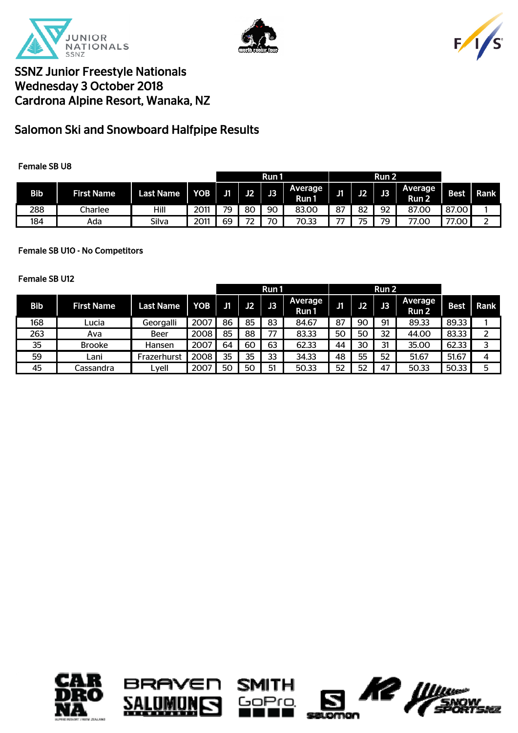# SSNZ Junior Freestyle Nationals
## Wednesday 3 October 2018
## Cardrona Alpine Resort, Wanaka, NZ

## Salomon Ski and Snowboard Halfpipe Results

### Female SB U8

| | | | | Run 1 | | | | Run 2 | | | | | |
|---|---|---|---|---|---|---|---|---|---|---|---|---|---|
| Bib | First Name | Last Name | YOB | J1 | J2 | J3 | Average Run 1 | J1 | J2 | J3 | Average Run 2 | Best | Rank |
| 288 | Charlee | Hill | 2011 | 79 | 80 | 90 | 83.00 | 87 | 82 | 92 | 87.00 | 87.00 | 1 |
| 184 | Ada | Silva | 2011 | 69 | 72 | 70 | 70.33 | 77 | 75 | 79 | 77.00 | 77.00 | 2 |

### Female SB U10 - No Competitors

### Female SB U12

| | | | | Run 1 | | | | Run 2 | | | | | |
|---|---|---|---|---|---|---|---|---|---|---|---|---|---|
| Bib | First Name | Last Name | YOB | J1 | J2 | J3 | Average Run 1 | J1 | J2 | J3 | Average Run 2 | Best | Rank |
| 168 | Lucia | Georgalli | 2007 | 86 | 85 | 83 | 84.67 | 87 | 90 | 91 | 89.33 | 89.33 | 1 |
| 263 | Ava | Beer | 2008 | 85 | 88 | 77 | 83.33 | 50 | 50 | 32 | 44.00 | 83.33 | 2 |
| 35 | Brooke | Hansen | 2007 | 64 | 60 | 63 | 62.33 | 44 | 30 | 31 | 35.00 | 62.33 | 3 |
| 59 | Lani | Frazerhurst | 2008 | 35 | 35 | 33 | 34.33 | 48 | 55 | 52 | 51.67 | 51.67 | 4 |
| 45 | Cassandra | Lyell | 2007 | 50 | 50 | 51 | 50.33 | 52 | 52 | 47 | 50.33 | 50.33 | 5 |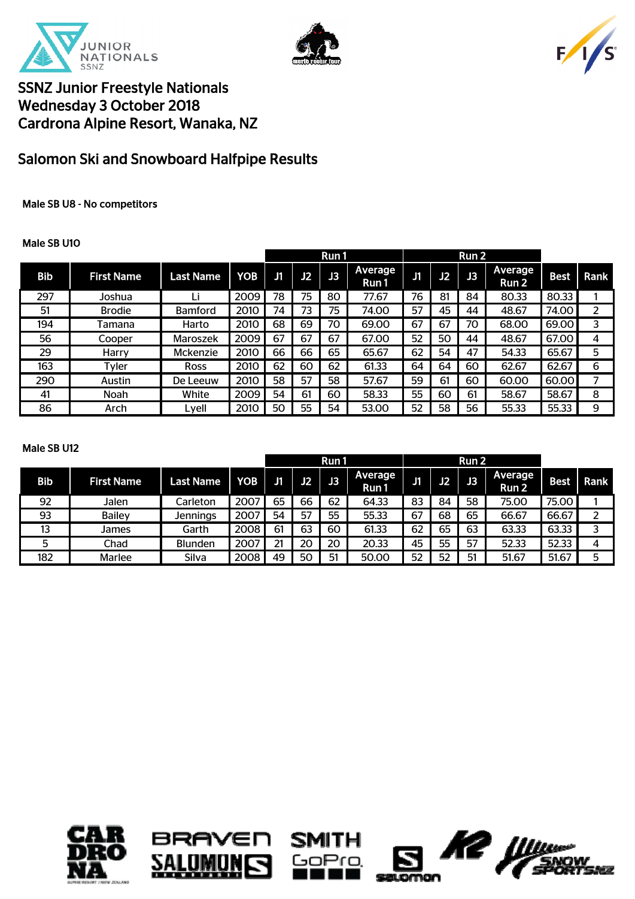# SSNZ Junior Freestyle Nationals
## Wednesday 3 October 2018
## Cardrona Alpine Resort, Wanaka, NZ

## Salomon Ski and Snowboard Halfpipe Results

**Male SB U8 - No competitors**

**Male SB U10**

| | | | | Run 1 | | | | Run 2 | | | | | |
|---|---|---|---|---|---|---|---|---|---|---|---|---|---|
| Bib | First Name | Last Name | YOB | J1 | J2 | J3 | Average Run 1 | J1 | J2 | J3 | Average Run 2 | Best | Rank |
| 297 | Joshua | Li | 2009 | 78 | 75 | 80 | 77.67 | 76 | 81 | 84 | 80.33 | 80.33 | 1 |
| 51 | Brodie | Bamford | 2010 | 74 | 73 | 75 | 74.00 | 57 | 45 | 44 | 48.67 | 74.00 | 2 |
| 194 | Tamana | Harto | 2010 | 68 | 69 | 70 | 69.00 | 67 | 67 | 70 | 68.00 | 69.00 | 3 |
| 56 | Cooper | Maroszek | 2009 | 67 | 67 | 67 | 67.00 | 52 | 50 | 44 | 48.67 | 67.00 | 4 |
| 29 | Harry | Mckenzie | 2010 | 66 | 66 | 65 | 65.67 | 62 | 54 | 47 | 54.33 | 65.67 | 5 |
| 163 | Tyler | Ross | 2010 | 62 | 60 | 62 | 61.33 | 64 | 64 | 60 | 62.67 | 62.67 | 6 |
| 290 | Austin | De Leeuw | 2010 | 58 | 57 | 58 | 57.67 | 59 | 61 | 60 | 60.00 | 60.00 | 7 |
| 41 | Noah | White | 2009 | 54 | 61 | 60 | 58.33 | 55 | 60 | 61 | 58.67 | 58.67 | 8 |
| 86 | Arch | Lyell | 2010 | 50 | 55 | 54 | 53.00 | 52 | 58 | 56 | 55.33 | 55.33 | 9 |

**Male SB U12**

| | | | | Run 1 | | | | Run 2 | | | | | |
|---|---|---|---|---|---|---|---|---|---|---|---|---|---|
| Bib | First Name | Last Name | YOB | J1 | J2 | J3 | Average Run 1 | J1 | J2 | J3 | Average Run 2 | Best | Rank |
| 92 | Jalen | Carleton | 2007 | 65 | 66 | 62 | 64.33 | 83 | 84 | 58 | 75.00 | 75.00 | 1 |
| 93 | Bailey | Jennings | 2007 | 54 | 57 | 55 | 55.33 | 67 | 68 | 65 | 66.67 | 66.67 | 2 |
| 13 | James | Garth | 2008 | 61 | 63 | 60 | 61.33 | 62 | 65 | 63 | 63.33 | 63.33 | 3 |
| 5 | Chad | Blunden | 2007 | 21 | 20 | 20 | 20.33 | 45 | 55 | 57 | 52.33 | 52.33 | 4 |
| 182 | Marlee | Silva | 2008 | 49 | 50 | 51 | 50.00 | 52 | 52 | 51 | 51.67 | 51.67 | 5 |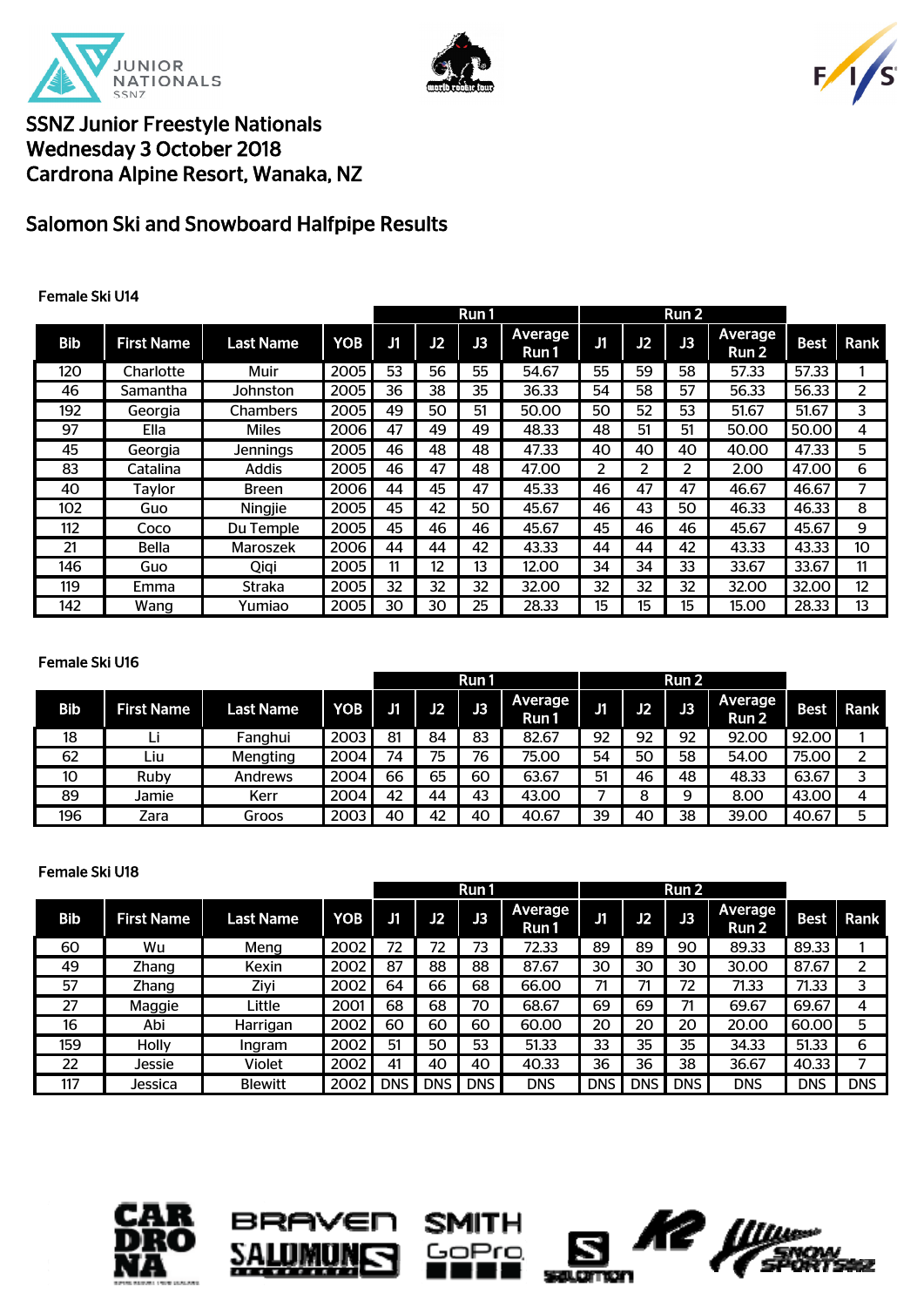SSNZ Junior Freestyle Nationals
Wednesday 3 October 2018
Cardrona Alpine Resort, Wanaka, NZ

## Salomon Ski and Snowboard Halfpipe Results

### Female Ski U14

| | | | | Run 1 | | | | Run 2 | | | | | |
|---|---|---|---|---|---|---|---|---|---|---|---|---|---|
| Bib | First Name | Last Name | YOB | J1 | J2 | J3 | Average Run 1 | J1 | J2 | J3 | Average Run 2 | Best | Rank |
| 120 | Charlotte | Muir | 2005 | 53 | 56 | 55 | 54.67 | 55 | 59 | 58 | 57.33 | 57.33 | 1 |
| 46 | Samantha | Johnston | 2005 | 36 | 38 | 35 | 36.33 | 54 | 58 | 57 | 56.33 | 56.33 | 2 |
| 192 | Georgia | Chambers | 2005 | 49 | 50 | 51 | 50.00 | 50 | 52 | 53 | 51.67 | 51.67 | 3 |
| 97 | Ella | Miles | 2006 | 47 | 49 | 49 | 48.33 | 48 | 51 | 51 | 50.00 | 50.00 | 4 |
| 45 | Georgia | Jennings | 2005 | 46 | 48 | 48 | 47.33 | 40 | 40 | 40 | 40.00 | 47.33 | 5 |
| 83 | Catalina | Addis | 2005 | 46 | 47 | 48 | 47.00 | 2 | 2 | 2 | 2.00 | 47.00 | 6 |
| 40 | Taylor | Breen | 2006 | 44 | 45 | 47 | 45.33 | 46 | 47 | 47 | 46.67 | 46.67 | 7 |
| 102 | Guo | Ningjie | 2005 | 45 | 42 | 50 | 45.67 | 46 | 43 | 50 | 46.33 | 46.33 | 8 |
| 112 | Coco | Du Temple | 2005 | 45 | 46 | 46 | 45.67 | 45 | 46 | 46 | 45.67 | 45.67 | 9 |
| 21 | Bella | Maroszek | 2006 | 44 | 44 | 42 | 43.33 | 44 | 44 | 42 | 43.33 | 43.33 | 10 |
| 146 | Guo | Qiqi | 2005 | 11 | 12 | 13 | 12.00 | 34 | 34 | 33 | 33.67 | 33.67 | 11 |
| 119 | Emma | Straka | 2005 | 32 | 32 | 32 | 32.00 | 32 | 32 | 32 | 32.00 | 32.00 | 12 |
| 142 | Wang | Yumiao | 2005 | 30 | 30 | 25 | 28.33 | 15 | 15 | 15 | 15.00 | 28.33 | 13 |

### Female Ski U16

| | | | | Run 1 | | | | Run 2 | | | | | |
|---|---|---|---|---|---|---|---|---|---|---|---|---|---|
| Bib | First Name | Last Name | YOB | J1 | J2 | J3 | Average Run 1 | J1 | J2 | J3 | Average Run 2 | Best | Rank |
| 18 | Li | Fanghui | 2003 | 81 | 84 | 83 | 82.67 | 92 | 92 | 92 | 92.00 | 92.00 | 1 |
| 62 | Liu | Mengting | 2004 | 74 | 75 | 76 | 75.00 | 54 | 50 | 58 | 54.00 | 75.00 | 2 |
| 10 | Ruby | Andrews | 2004 | 66 | 65 | 60 | 63.67 | 51 | 46 | 48 | 48.33 | 63.67 | 3 |
| 89 | Jamie | Kerr | 2004 | 42 | 44 | 43 | 43.00 | 7 | 8 | 9 | 8.00 | 43.00 | 4 |
| 196 | Zara | Groos | 2003 | 40 | 42 | 40 | 40.67 | 39 | 40 | 38 | 39.00 | 40.67 | 5 |

### Female Ski U18

| | | | | Run 1 | | | | Run 2 | | | | | |
|---|---|---|---|---|---|---|---|---|---|---|---|---|---|
| Bib | First Name | Last Name | YOB | J1 | J2 | J3 | Average Run 1 | J1 | J2 | J3 | Average Run 2 | Best | Rank |
| 60 | Wu | Meng | 2002 | 72 | 72 | 73 | 72.33 | 89 | 89 | 90 | 89.33 | 89.33 | 1 |
| 49 | Zhang | Kexin | 2002 | 87 | 88 | 88 | 87.67 | 30 | 30 | 30 | 30.00 | 87.67 | 2 |
| 57 | Zhang | Ziyi | 2002 | 64 | 66 | 68 | 66.00 | 71 | 71 | 72 | 71.33 | 71.33 | 3 |
| 27 | Maggie | Little | 2001 | 68 | 68 | 70 | 68.67 | 69 | 69 | 71 | 69.67 | 69.67 | 4 |
| 16 | Abi | Harrigan | 2002 | 60 | 60 | 60 | 60.00 | 20 | 20 | 20 | 20.00 | 60.00 | 5 |
| 159 | Holly | Ingram | 2002 | 51 | 50 | 53 | 51.33 | 33 | 35 | 35 | 34.33 | 51.33 | 6 |
| 22 | Jessie | Violet | 2002 | 41 | 40 | 40 | 40.33 | 36 | 36 | 38 | 36.67 | 40.33 | 7 |
| 117 | Jessica | Blewitt | 2002 | DNS | DNS | DNS | DNS | DNS | DNS | DNS | DNS | DNS | DNS |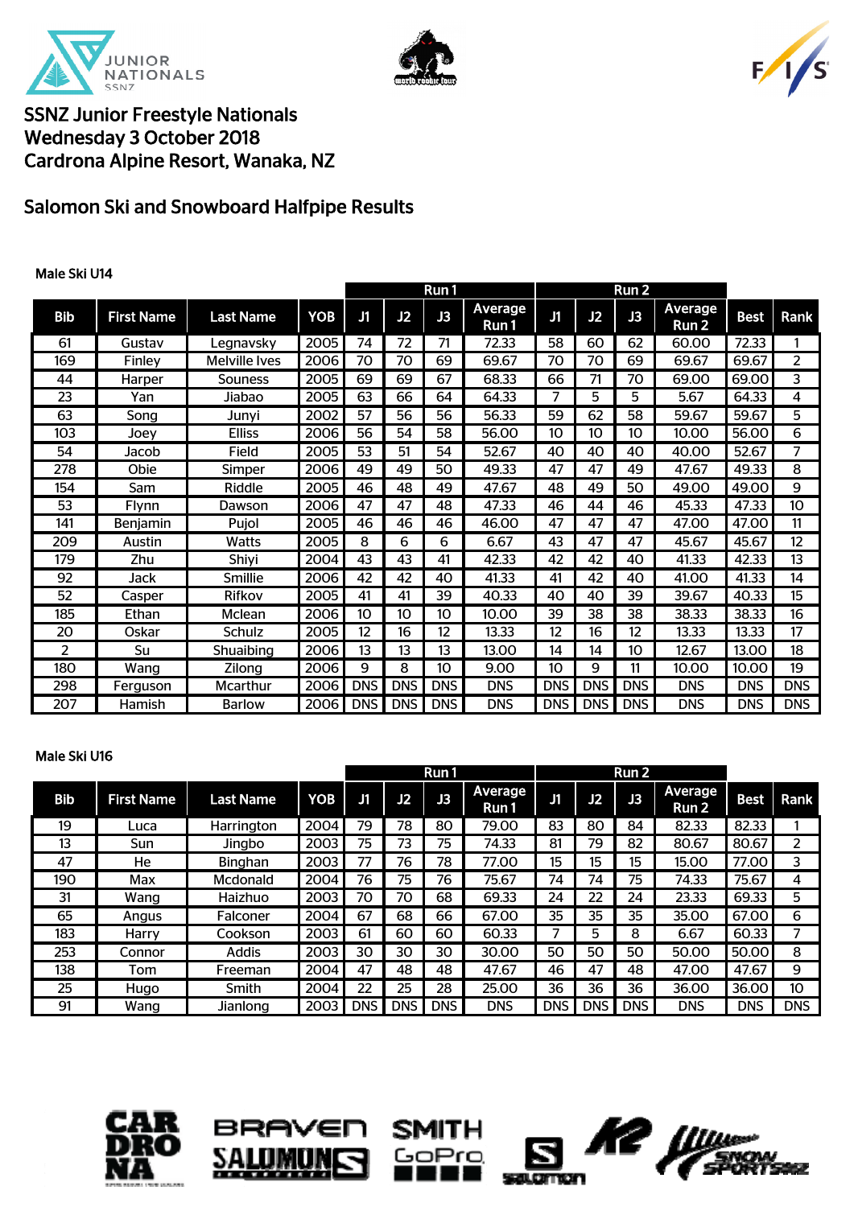# SSNZ Junior Freestyle Nationals
# Wednesday 3 October 2018
# Cardrona Alpine Resort, Wanaka, NZ

## Salomon Ski and Snowboard Halfpipe Results

### Male Ski U14

| | | | | Run 1 | | | | Run 2 | | | | | |
|---|---|---|---|---|---|---|---|---|---|---|---|---|---|
| Bib | First Name | Last Name | YOB | J1 | J2 | J3 | Average Run 1 | J1 | J2 | J3 | Average Run 2 | Best | Rank |
| 61 | Gustav | Legnavsky | 2005 | 74 | 72 | 71 | 72.33 | 58 | 60 | 62 | 60.00 | 72.33 | 1 |
| 169 | Finley | Melville Ives | 2006 | 70 | 70 | 69 | 69.67 | 70 | 70 | 69 | 69.67 | 69.67 | 2 |
| 44 | Harper | Souness | 2005 | 69 | 69 | 67 | 68.33 | 66 | 71 | 70 | 69.00 | 69.00 | 3 |
| 23 | Yan | Jiabao | 2005 | 63 | 66 | 64 | 64.33 | 7 | 5 | 5 | 5.67 | 64.33 | 4 |
| 63 | Song | Junyi | 2002 | 57 | 56 | 56 | 56.33 | 59 | 62 | 58 | 59.67 | 59.67 | 5 |
| 103 | Joey | Elliss | 2006 | 56 | 54 | 58 | 56.00 | 10 | 10 | 10 | 10.00 | 56.00 | 6 |
| 54 | Jacob | Field | 2005 | 53 | 51 | 54 | 52.67 | 40 | 40 | 40 | 40.00 | 52.67 | 7 |
| 278 | Obie | Simper | 2006 | 49 | 49 | 50 | 49.33 | 47 | 47 | 49 | 47.67 | 49.33 | 8 |
| 154 | Sam | Riddle | 2005 | 46 | 48 | 49 | 47.67 | 48 | 49 | 50 | 49.00 | 49.00 | 9 |
| 53 | Flynn | Dawson | 2006 | 47 | 47 | 48 | 47.33 | 46 | 44 | 46 | 45.33 | 47.33 | 10 |
| 141 | Benjamin | Pujol | 2005 | 46 | 46 | 46 | 46.00 | 47 | 47 | 47 | 47.00 | 47.00 | 11 |
| 209 | Austin | Watts | 2005 | 8 | 6 | 6 | 6.67 | 43 | 47 | 47 | 45.67 | 45.67 | 12 |
| 179 | Zhu | Shiyi | 2004 | 43 | 43 | 41 | 42.33 | 42 | 42 | 40 | 41.33 | 42.33 | 13 |
| 92 | Jack | Smillie | 2006 | 42 | 42 | 40 | 41.33 | 41 | 42 | 40 | 41.00 | 41.33 | 14 |
| 52 | Casper | Rifkov | 2005 | 41 | 41 | 39 | 40.33 | 40 | 40 | 39 | 39.67 | 40.33 | 15 |
| 185 | Ethan | Mclean | 2006 | 10 | 10 | 10 | 10.00 | 39 | 38 | 38 | 38.33 | 38.33 | 16 |
| 20 | Oskar | Schulz | 2005 | 12 | 16 | 12 | 13.33 | 12 | 16 | 12 | 13.33 | 13.33 | 17 |
| 2 | Su | Shuaibing | 2006 | 13 | 13 | 13 | 13.00 | 14 | 14 | 10 | 12.67 | 13.00 | 18 |
| 180 | Wang | Zilong | 2006 | 9 | 8 | 10 | 9.00 | 10 | 9 | 11 | 10.00 | 10.00 | 19 |
| 298 | Ferguson | Mcarthur | 2006 | DNS | DNS | DNS | DNS | DNS | DNS | DNS | DNS | DNS | DNS |
| 207 | Hamish | Barlow | 2006 | DNS | DNS | DNS | DNS | DNS | DNS | DNS | DNS | DNS | DNS |

### Male Ski U16

| | | | | Run 1 | | | | Run 2 | | | | | |
|---|---|---|---|---|---|---|---|---|---|---|---|---|---|
| Bib | First Name | Last Name | YOB | J1 | J2 | J3 | Average Run 1 | J1 | J2 | J3 | Average Run 2 | Best | Rank |
| 19 | Luca | Harrington | 2004 | 79 | 78 | 80 | 79.00 | 83 | 80 | 84 | 82.33 | 82.33 | 1 |
| 13 | Sun | Jingbo | 2003 | 75 | 73 | 75 | 74.33 | 81 | 79 | 82 | 80.67 | 80.67 | 2 |
| 47 | He | Binghan | 2003 | 77 | 76 | 78 | 77.00 | 15 | 15 | 15 | 15.00 | 77.00 | 3 |
| 190 | Max | Mcdonald | 2004 | 76 | 75 | 76 | 75.67 | 74 | 74 | 75 | 74.33 | 75.67 | 4 |
| 31 | Wang | Haizhuo | 2003 | 70 | 70 | 68 | 69.33 | 24 | 22 | 24 | 23.33 | 69.33 | 5 |
| 65 | Angus | Falconer | 2004 | 67 | 68 | 66 | 67.00 | 35 | 35 | 35 | 35.00 | 67.00 | 6 |
| 183 | Harry | Cookson | 2003 | 61 | 60 | 60 | 60.33 | 7 | 5 | 8 | 6.67 | 60.33 | 7 |
| 253 | Connor | Addis | 2003 | 30 | 30 | 30 | 30.00 | 50 | 50 | 50 | 50.00 | 50.00 | 8 |
| 138 | Tom | Freeman | 2004 | 47 | 48 | 48 | 47.67 | 46 | 47 | 48 | 47.00 | 47.67 | 9 |
| 25 | Hugo | Smith | 2004 | 22 | 25 | 28 | 25.00 | 36 | 36 | 36 | 36.00 | 36.00 | 10 |
| 91 | Wang | Jianlong | 2003 | DNS | DNS | DNS | DNS | DNS | DNS | DNS | DNS | DNS | DNS |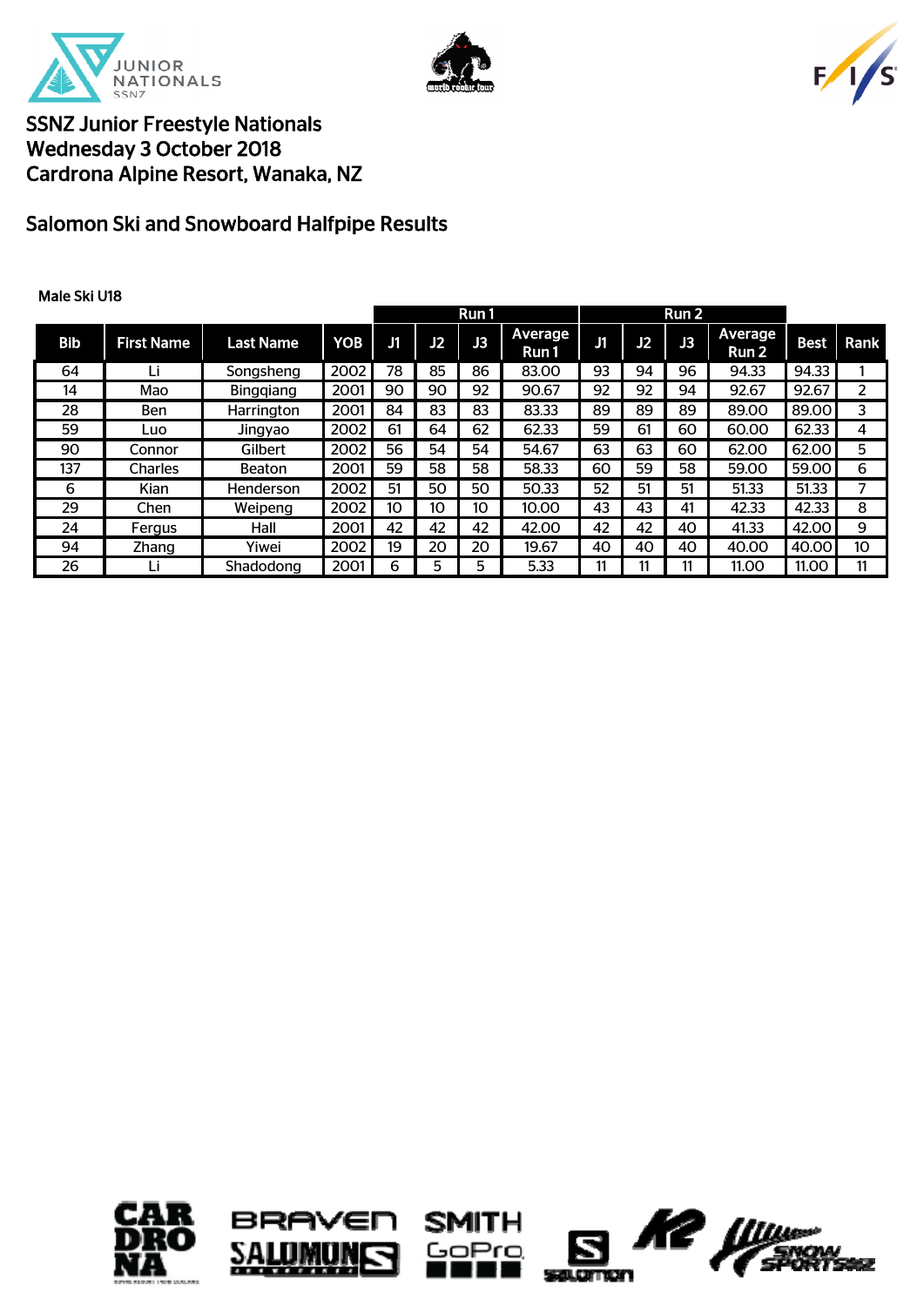SSNZ Junior Freestyle Nationals
Wednesday 3 October 2018
Cardrona Alpine Resort, Wanaka, NZ

## Salomon Ski and Snowboard Halfpipe Results

**Male Ski U18**

| | | | | Run 1 | | | | Run 2 | | | | | |
|---|---|---|---|---|---|---|---|---|---|---|---|---|---|
| **Bib** | **First Name** | **Last Name** | **YOB** | **J1** | **J2** | **J3** | **Average Run 1** | **J1** | **J2** | **J3** | **Average Run 2** | **Best** | **Rank** |
| 64 | Li | Songsheng | 2002 | 78 | 85 | 86 | 83.00 | 93 | 94 | 96 | 94.33 | 94.33 | 1 |
| 14 | Mao | Bingqiang | 2001 | 90 | 90 | 92 | 90.67 | 92 | 92 | 94 | 92.67 | 92.67 | 2 |
| 28 | Ben | Harrington | 2001 | 84 | 83 | 83 | 83.33 | 89 | 89 | 89 | 89.00 | 89.00 | 3 |
| 59 | Luo | Jingyao | 2002 | 61 | 64 | 62 | 62.33 | 59 | 61 | 60 | 60.00 | 62.33 | 4 |
| 90 | Connor | Gilbert | 2002 | 56 | 54 | 54 | 54.67 | 63 | 63 | 60 | 62.00 | 62.00 | 5 |
| 137 | Charles | Beaton | 2001 | 59 | 58 | 58 | 58.33 | 60 | 59 | 58 | 59.00 | 59.00 | 6 |
| 6 | Kian | Henderson | 2002 | 51 | 50 | 50 | 50.33 | 52 | 51 | 51 | 51.33 | 51.33 | 7 |
| 29 | Chen | Weipeng | 2002 | 10 | 10 | 10 | 10.00 | 43 | 43 | 41 | 42.33 | 42.33 | 8 |
| 24 | Fergus | Hall | 2001 | 42 | 42 | 42 | 42.00 | 42 | 42 | 40 | 41.33 | 42.00 | 9 |
| 94 | Zhang | Yiwei | 2002 | 19 | 20 | 20 | 19.67 | 40 | 40 | 40 | 40.00 | 40.00 | 10 |
| 26 | Li | Shadodong | 2001 | 6 | 5 | 5 | 5.33 | 11 | 11 | 11 | 11.00 | 11.00 | 11 |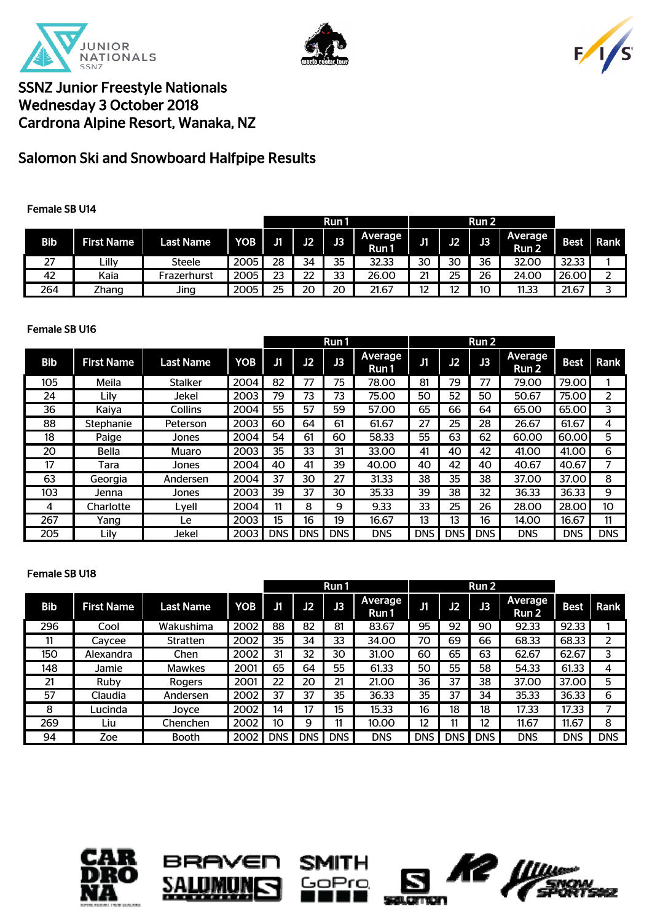# SSNZ Junior Freestyle Nationals
Wednesday 3 October 2018
Cardrona Alpine Resort, Wanaka, NZ

## Salomon Ski and Snowboard Halfpipe Results

### Female SB U14

| | | | | Run 1 | | | | Run 2 | | | | | |
|---|---|---|---|---|---|---|---|---|---|---|---|---|---|
| Bib | First Name | Last Name | YOB | J1 | J2 | J3 | Average Run 1 | J1 | J2 | J3 | Average Run 2 | Best | Rank |
| 27 | Lilly | Steele | 2005 | 28 | 34 | 35 | 32.33 | 30 | 30 | 36 | 32.00 | 32.33 | 1 |
| 42 | Kaia | Frazerhurst | 2005 | 23 | 22 | 33 | 26.00 | 21 | 25 | 26 | 24.00 | 26.00 | 2 |
| 264 | Zhang | Jing | 2005 | 25 | 20 | 20 | 21.67 | 12 | 12 | 10 | 11.33 | 21.67 | 3 |

### Female SB U16

| | | | | Run 1 | | | | Run 2 | | | | | |
|---|---|---|---|---|---|---|---|---|---|---|---|---|---|
| Bib | First Name | Last Name | YOB | J1 | J2 | J3 | Average Run 1 | J1 | J2 | J3 | Average Run 2 | Best | Rank |
| 105 | Meila | Stalker | 2004 | 82 | 77 | 75 | 78.00 | 81 | 79 | 77 | 79.00 | 79.00 | 1 |
| 24 | Lily | Jekel | 2003 | 79 | 73 | 73 | 75.00 | 50 | 52 | 50 | 50.67 | 75.00 | 2 |
| 36 | Kaiya | Collins | 2004 | 55 | 57 | 59 | 57.00 | 65 | 66 | 64 | 65.00 | 65.00 | 3 |
| 88 | Stephanie | Peterson | 2003 | 60 | 64 | 61 | 61.67 | 27 | 25 | 28 | 26.67 | 61.67 | 4 |
| 18 | Paige | Jones | 2004 | 54 | 61 | 60 | 58.33 | 55 | 63 | 62 | 60.00 | 60.00 | 5 |
| 20 | Bella | Muaro | 2003 | 35 | 33 | 31 | 33.00 | 41 | 40 | 42 | 41.00 | 41.00 | 6 |
| 17 | Tara | Jones | 2004 | 40 | 41 | 39 | 40.00 | 40 | 42 | 40 | 40.67 | 40.67 | 7 |
| 63 | Georgia | Andersen | 2004 | 37 | 30 | 27 | 31.33 | 38 | 35 | 38 | 37.00 | 37.00 | 8 |
| 103 | Jenna | Jones | 2003 | 39 | 37 | 30 | 35.33 | 39 | 38 | 32 | 36.33 | 36.33 | 9 |
| 4 | Charlotte | Lyell | 2004 | 11 | 8 | 9 | 9.33 | 33 | 25 | 26 | 28.00 | 28.00 | 10 |
| 267 | Yang | Le | 2003 | 15 | 16 | 19 | 16.67 | 13 | 13 | 16 | 14.00 | 16.67 | 11 |
| 205 | Lily | Jekel | 2003 | DNS | DNS | DNS | DNS | DNS | DNS | DNS | DNS | DNS | DNS |

### Female SB U18

| | | | | Run 1 | | | | Run 2 | | | | | |
|---|---|---|---|---|---|---|---|---|---|---|---|---|---|
| Bib | First Name | Last Name | YOB | J1 | J2 | J3 | Average Run 1 | J1 | J2 | J3 | Average Run 2 | Best | Rank |
| 296 | Cool | Wakushima | 2002 | 88 | 82 | 81 | 83.67 | 95 | 92 | 90 | 92.33 | 92.33 | 1 |
| 11 | Caycee | Stratten | 2002 | 35 | 34 | 33 | 34.00 | 70 | 69 | 66 | 68.33 | 68.33 | 2 |
| 150 | Alexandra | Chen | 2002 | 31 | 32 | 30 | 31.00 | 60 | 65 | 63 | 62.67 | 62.67 | 3 |
| 148 | Jamie | Mawkes | 2001 | 65 | 64 | 55 | 61.33 | 50 | 55 | 58 | 54.33 | 61.33 | 4 |
| 21 | Ruby | Rogers | 2001 | 22 | 20 | 21 | 21.00 | 36 | 37 | 38 | 37.00 | 37.00 | 5 |
| 57 | Claudia | Andersen | 2002 | 37 | 37 | 35 | 36.33 | 35 | 37 | 34 | 35.33 | 36.33 | 6 |
| 8 | Lucinda | Joyce | 2002 | 14 | 17 | 15 | 15.33 | 16 | 18 | 18 | 17.33 | 17.33 | 7 |
| 269 | Liu | Chenchen | 2002 | 10 | 9 | 11 | 10.00 | 12 | 11 | 12 | 11.67 | 11.67 | 8 |
| 94 | Zoe | Booth | 2002 | DNS | DNS | DNS | DNS | DNS | DNS | DNS | DNS | DNS | DNS |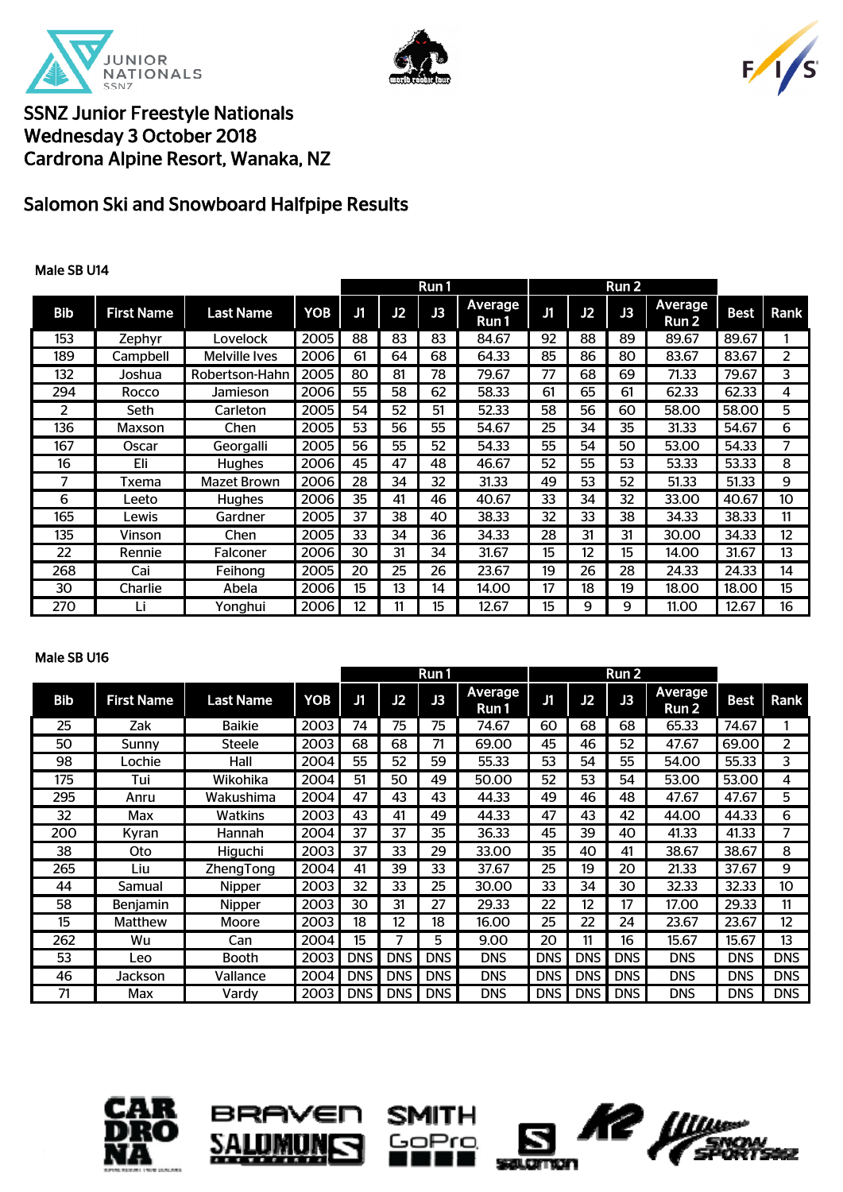# SSNZ Junior Freestyle Nationals
# Wednesday 3 October 2018
# Cardrona Alpine Resort, Wanaka, NZ

## Salomon Ski and Snowboard Halfpipe Results

### Male SB U14

| | | | | Run 1 | | | | Run 2 | | | | | |
|---|---|---|---|---|---|---|---|---|---|---|---|---|---|
| Bib | First Name | Last Name | YOB | J1 | J2 | J3 | Average Run 1 | J1 | J2 | J3 | Average Run 2 | Best | Rank |
| 153 | Zephyr | Lovelock | 2005 | 88 | 83 | 83 | 84.67 | 92 | 88 | 89 | 89.67 | 89.67 | 1 |
| 189 | Campbell | Melville Ives | 2006 | 61 | 64 | 68 | 64.33 | 85 | 86 | 80 | 83.67 | 83.67 | 2 |
| 132 | Joshua | Robertson-Hahn | 2005 | 80 | 81 | 78 | 79.67 | 77 | 68 | 69 | 71.33 | 79.67 | 3 |
| 294 | Rocco | Jamieson | 2006 | 55 | 58 | 62 | 58.33 | 61 | 65 | 61 | 62.33 | 62.33 | 4 |
| 2 | Seth | Carleton | 2005 | 54 | 52 | 51 | 52.33 | 58 | 56 | 60 | 58.00 | 58.00 | 5 |
| 136 | Maxson | Chen | 2005 | 53 | 56 | 55 | 54.67 | 25 | 34 | 35 | 31.33 | 54.67 | 6 |
| 167 | Oscar | Georgalli | 2005 | 56 | 55 | 52 | 54.33 | 55 | 54 | 50 | 53.00 | 54.33 | 7 |
| 16 | Eli | Hughes | 2006 | 45 | 47 | 48 | 46.67 | 52 | 55 | 53 | 53.33 | 53.33 | 8 |
| 7 | Txema | Mazet Brown | 2006 | 28 | 34 | 32 | 31.33 | 49 | 53 | 52 | 51.33 | 51.33 | 9 |
| 6 | Leeto | Hughes | 2006 | 35 | 41 | 46 | 40.67 | 33 | 34 | 32 | 33.00 | 40.67 | 10 |
| 165 | Lewis | Gardner | 2005 | 37 | 38 | 40 | 38.33 | 32 | 33 | 38 | 34.33 | 38.33 | 11 |
| 135 | Vinson | Chen | 2005 | 33 | 34 | 36 | 34.33 | 28 | 31 | 31 | 30.00 | 34.33 | 12 |
| 22 | Rennie | Falconer | 2006 | 30 | 31 | 34 | 31.67 | 15 | 12 | 15 | 14.00 | 31.67 | 13 |
| 268 | Cai | Feihong | 2005 | 20 | 25 | 26 | 23.67 | 19 | 26 | 28 | 24.33 | 24.33 | 14 |
| 30 | Charlie | Abela | 2006 | 15 | 13 | 14 | 14.00 | 17 | 18 | 19 | 18.00 | 18.00 | 15 |
| 270 | Li | Yonghui | 2006 | 12 | 11 | 15 | 12.67 | 15 | 9 | 9 | 11.00 | 12.67 | 16 |

### Male SB U16

| | | | | Run 1 | | | | Run 2 | | | | | |
|---|---|---|---|---|---|---|---|---|---|---|---|---|---|
| Bib | First Name | Last Name | YOB | J1 | J2 | J3 | Average Run 1 | J1 | J2 | J3 | Average Run 2 | Best | Rank |
| 25 | Zak | Baikie | 2003 | 74 | 75 | 75 | 74.67 | 60 | 68 | 68 | 65.33 | 74.67 | 1 |
| 50 | Sunny | Steele | 2003 | 68 | 68 | 71 | 69.00 | 45 | 46 | 52 | 47.67 | 69.00 | 2 |
| 98 | Lochie | Hall | 2004 | 55 | 52 | 59 | 55.33 | 53 | 54 | 55 | 54.00 | 55.33 | 3 |
| 175 | Tui | Wikohika | 2004 | 51 | 50 | 49 | 50.00 | 52 | 53 | 54 | 53.00 | 53.00 | 4 |
| 295 | Anru | Wakushima | 2004 | 47 | 43 | 43 | 44.33 | 49 | 46 | 48 | 47.67 | 47.67 | 5 |
| 32 | Max | Watkins | 2003 | 43 | 41 | 49 | 44.33 | 47 | 43 | 42 | 44.00 | 44.33 | 6 |
| 200 | Kyran | Hannah | 2004 | 37 | 37 | 35 | 36.33 | 45 | 39 | 40 | 41.33 | 41.33 | 7 |
| 38 | Oto | Higuchi | 2003 | 37 | 33 | 29 | 33.00 | 35 | 40 | 41 | 38.67 | 38.67 | 8 |
| 265 | Liu | ZhengTong | 2004 | 41 | 39 | 33 | 37.67 | 25 | 19 | 20 | 21.33 | 37.67 | 9 |
| 44 | Samual | Nipper | 2003 | 32 | 33 | 25 | 30.00 | 33 | 34 | 30 | 32.33 | 32.33 | 10 |
| 58 | Benjamin | Nipper | 2003 | 30 | 31 | 27 | 29.33 | 22 | 12 | 17 | 17.00 | 29.33 | 11 |
| 15 | Matthew | Moore | 2003 | 18 | 12 | 18 | 16.00 | 25 | 22 | 24 | 23.67 | 23.67 | 12 |
| 262 | Wu | Can | 2004 | 15 | 7 | 5 | 9.00 | 20 | 11 | 16 | 15.67 | 15.67 | 13 |
| 53 | Leo | Booth | 2003 | DNS | DNS | DNS | DNS | DNS | DNS | DNS | DNS | DNS | DNS |
| 46 | Jackson | Vallance | 2004 | DNS | DNS | DNS | DNS | DNS | DNS | DNS | DNS | DNS | DNS |
| 71 | Max | Vardy | 2003 | DNS | DNS | DNS | DNS | DNS | DNS | DNS | DNS | DNS | DNS |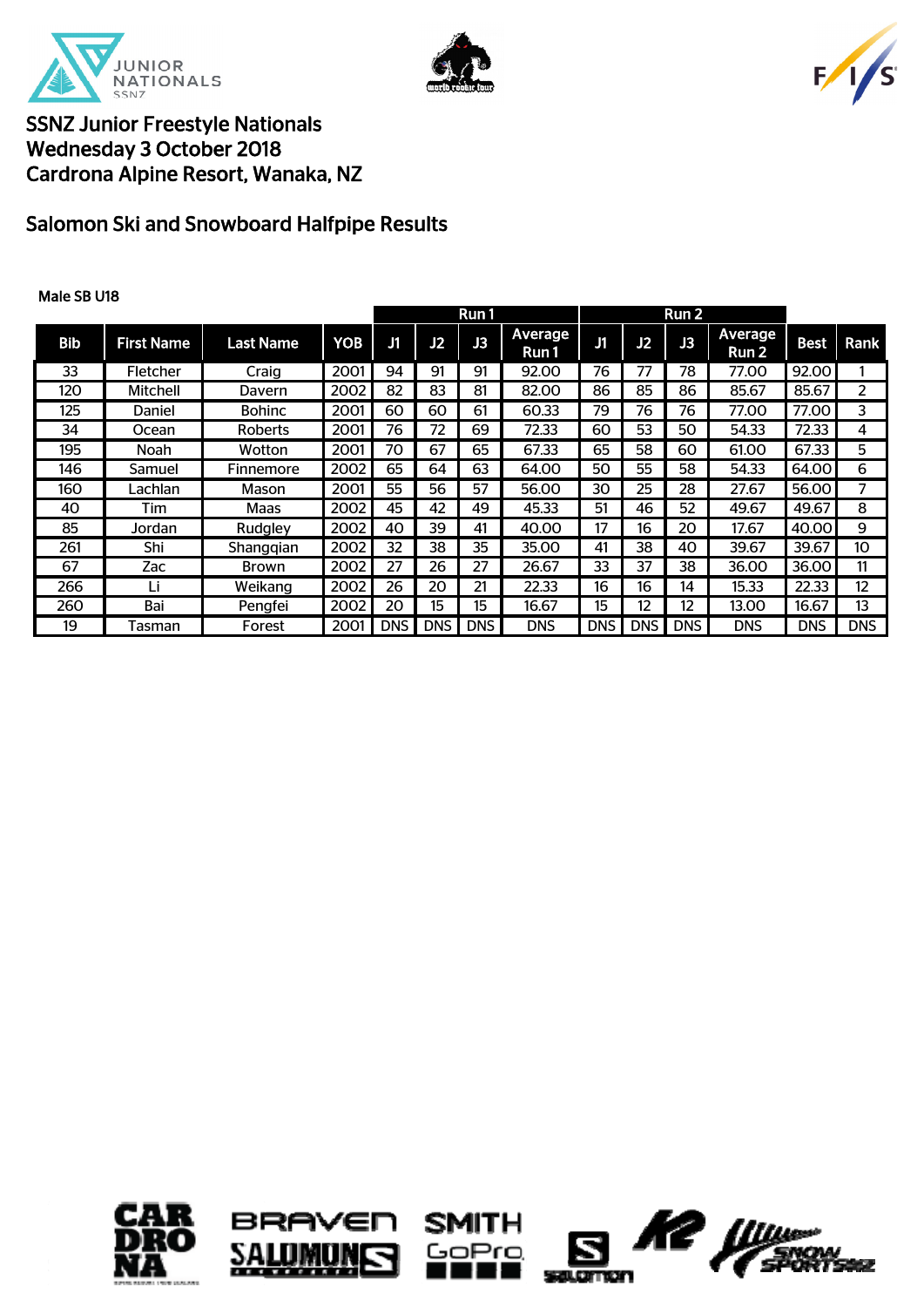# SSNZ Junior Freestyle Nationals
Wednesday 3 October 2018
Cardrona Alpine Resort, Wanaka, NZ

## Salomon Ski and Snowboard Halfpipe Results

**Male SB U18**

| | | | | Run 1 | | | | Run 2 | | | | | |
|---|---|---|---|---|---|---|---|---|---|---|---|---|---|
| Bib | First Name | Last Name | YOB | J1 | J2 | J3 | Average Run 1 | J1 | J2 | J3 | Average Run 2 | Best | Rank |
| 33 | Fletcher | Craig | 2001 | 94 | 91 | 91 | 92.00 | 76 | 77 | 78 | 77.00 | 92.00 | 1 |
| 120 | Mitchell | Davern | 2002 | 82 | 83 | 81 | 82.00 | 86 | 85 | 86 | 85.67 | 85.67 | 2 |
| 125 | Daniel | Bohinc | 2001 | 60 | 60 | 61 | 60.33 | 79 | 76 | 76 | 77.00 | 77.00 | 3 |
| 34 | Ocean | Roberts | 2001 | 76 | 72 | 69 | 72.33 | 60 | 53 | 50 | 54.33 | 72.33 | 4 |
| 195 | Noah | Wotton | 2001 | 70 | 67 | 65 | 67.33 | 65 | 58 | 60 | 61.00 | 67.33 | 5 |
| 146 | Samuel | Finnemore | 2002 | 65 | 64 | 63 | 64.00 | 50 | 55 | 58 | 54.33 | 64.00 | 6 |
| 160 | Lachlan | Mason | 2001 | 55 | 56 | 57 | 56.00 | 30 | 25 | 28 | 27.67 | 56.00 | 7 |
| 40 | Tim | Maas | 2002 | 45 | 42 | 49 | 45.33 | 51 | 46 | 52 | 49.67 | 49.67 | 8 |
| 85 | Jordan | Rudgley | 2002 | 40 | 39 | 41 | 40.00 | 17 | 16 | 20 | 17.67 | 40.00 | 9 |
| 261 | Shi | Shangqian | 2002 | 32 | 38 | 35 | 35.00 | 41 | 38 | 40 | 39.67 | 39.67 | 10 |
| 67 | Zac | Brown | 2002 | 27 | 26 | 27 | 26.67 | 33 | 37 | 38 | 36.00 | 36.00 | 11 |
| 266 | Li | Weikang | 2002 | 26 | 20 | 21 | 22.33 | 16 | 16 | 14 | 15.33 | 22.33 | 12 |
| 260 | Bai | Pengfei | 2002 | 20 | 15 | 15 | 16.67 | 15 | 12 | 12 | 13.00 | 16.67 | 13 |
| 19 | Tasman | Forest | 2001 | DNS | DNS | DNS | DNS | DNS | DNS | DNS | DNS | DNS | DNS |